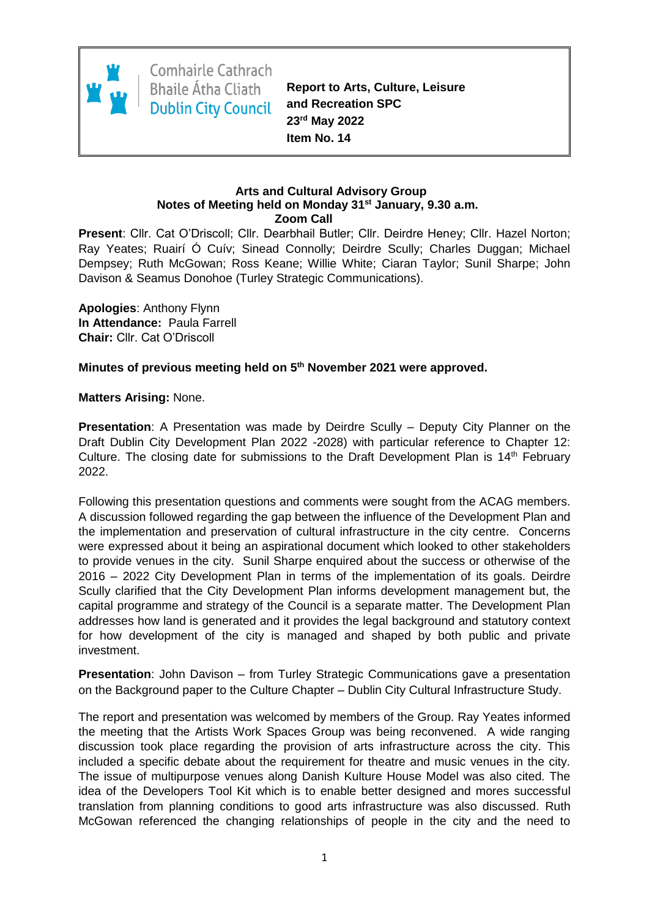Comhairle Cathrach Bhaile Átha Cliath
Dublin City Council

**Report to Arts, Culture, Leisure and Recreation SPC**
**23rd May 2022**
**Item No. 14**

**Arts and Cultural Advisory Group**
**Notes of Meeting held on Monday 31st January, 9.30 a.m.**
**Zoom Call**

**Present**: Cllr. Cat O'Driscoll; Cllr. Dearbhail Butler; Cllr. Deirdre Heney; Cllr. Hazel Norton; Ray Yeates; Ruairí Ó Cuív; Sinead Connolly; Deirdre Scully; Charles Duggan; Michael Dempsey; Ruth McGowan; Ross Keane; Willie White; Ciaran Taylor; Sunil Sharpe; John Davison & Seamus Donohoe (Turley Strategic Communications).

**Apologies**: Anthony Flynn
**In Attendance:** Paula Farrell
**Chair:** Cllr. Cat O'Driscoll

**Minutes of previous meeting held on 5th November 2021 were approved.**

**Matters Arising:** None.

**Presentation**: A Presentation was made by Deirdre Scully – Deputy City Planner on the Draft Dublin City Development Plan 2022 -2028) with particular reference to Chapter 12: Culture. The closing date for submissions to the Draft Development Plan is 14th February 2022.

Following this presentation questions and comments were sought from the ACAG members. A discussion followed regarding the gap between the influence of the Development Plan and the implementation and preservation of cultural infrastructure in the city centre. Concerns were expressed about it being an aspirational document which looked to other stakeholders to provide venues in the city. Sunil Sharpe enquired about the success or otherwise of the 2016 – 2022 City Development Plan in terms of the implementation of its goals. Deirdre Scully clarified that the City Development Plan informs development management but, the capital programme and strategy of the Council is a separate matter. The Development Plan addresses how land is generated and it provides the legal background and statutory context for how development of the city is managed and shaped by both public and private investment.

**Presentation**: John Davison – from Turley Strategic Communications gave a presentation on the Background paper to the Culture Chapter – Dublin City Cultural Infrastructure Study.

The report and presentation was welcomed by members of the Group. Ray Yeates informed the meeting that the Artists Work Spaces Group was being reconvened. A wide ranging discussion took place regarding the provision of arts infrastructure across the city. This included a specific debate about the requirement for theatre and music venues in the city. The issue of multipurpose venues along Danish Kulture House Model was also cited. The idea of the Developers Tool Kit which is to enable better designed and mores successful translation from planning conditions to good arts infrastructure was also discussed. Ruth McGowan referenced the changing relationships of people in the city and the need to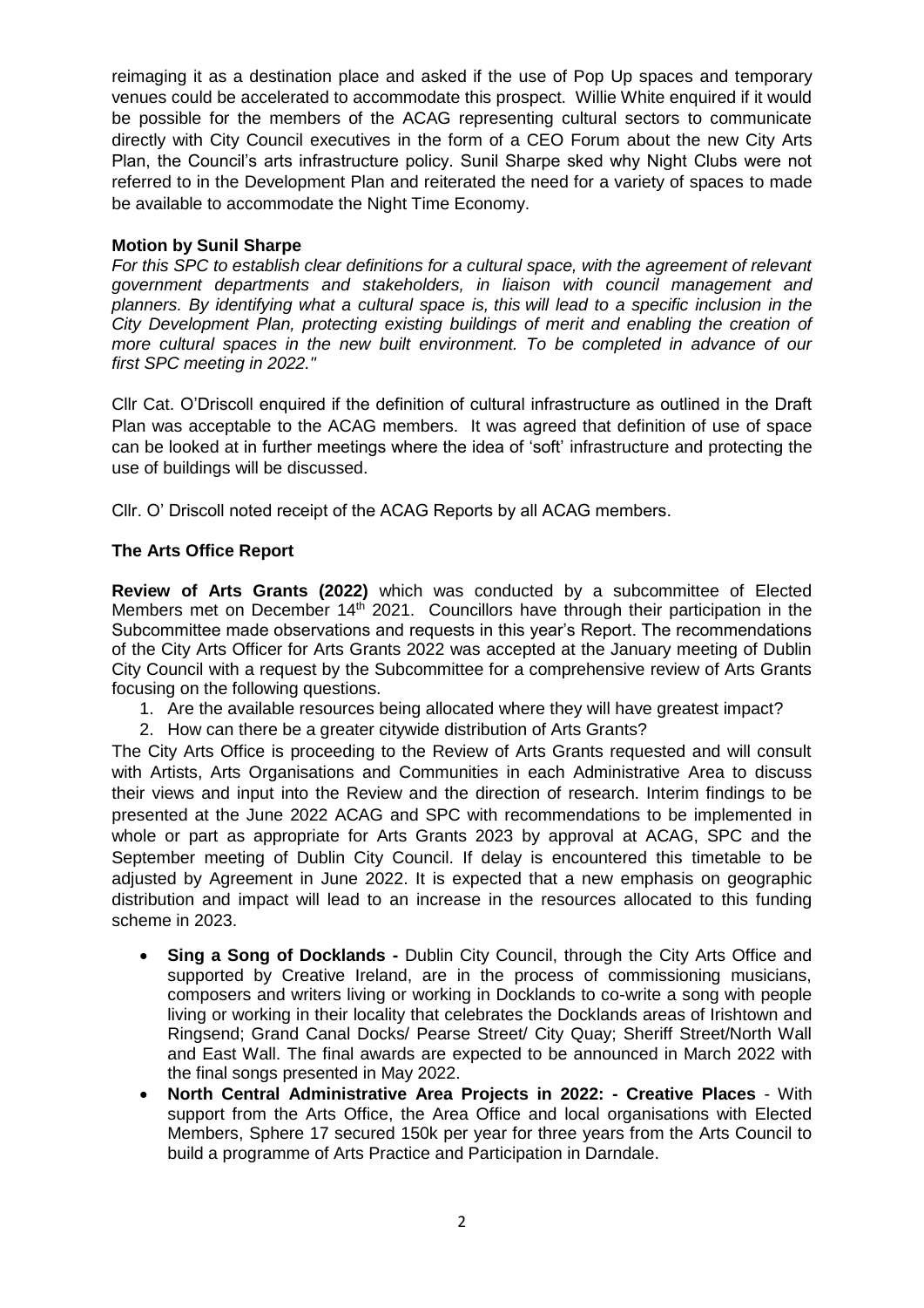reimaging it as a destination place and asked if the use of Pop Up spaces and temporary venues could be accelerated to accommodate this prospect. Willie White enquired if it would be possible for the members of the ACAG representing cultural sectors to communicate directly with City Council executives in the form of a CEO Forum about the new City Arts Plan, the Council's arts infrastructure policy. Sunil Sharpe sked why Night Clubs were not referred to in the Development Plan and reiterated the need for a variety of spaces to made be available to accommodate the Night Time Economy.

**Motion by Sunil Sharpe**

*For this SPC to establish clear definitions for a cultural space, with the agreement of relevant government departments and stakeholders, in liaison with council management and planners. By identifying what a cultural space is, this will lead to a specific inclusion in the City Development Plan, protecting existing buildings of merit and enabling the creation of more cultural spaces in the new built environment. To be completed in advance of our first SPC meeting in 2022."*

Cllr Cat. O'Driscoll enquired if the definition of cultural infrastructure as outlined in the Draft Plan was acceptable to the ACAG members. It was agreed that definition of use of space can be looked at in further meetings where the idea of 'soft' infrastructure and protecting the use of buildings will be discussed.

Cllr. O' Driscoll noted receipt of the ACAG Reports by all ACAG members.

**The Arts Office Report**

**Review of Arts Grants (2022)** which was conducted by a subcommittee of Elected Members met on December 14th 2021. Councillors have through their participation in the Subcommittee made observations and requests in this year's Report. The recommendations of the City Arts Officer for Arts Grants 2022 was accepted at the January meeting of Dublin City Council with a request by the Subcommittee for a comprehensive review of Arts Grants focusing on the following questions.

1. Are the available resources being allocated where they will have greatest impact?
2. How can there be a greater citywide distribution of Arts Grants?

The City Arts Office is proceeding to the Review of Arts Grants requested and will consult with Artists, Arts Organisations and Communities in each Administrative Area to discuss their views and input into the Review and the direction of research. Interim findings to be presented at the June 2022 ACAG and SPC with recommendations to be implemented in whole or part as appropriate for Arts Grants 2023 by approval at ACAG, SPC and the September meeting of Dublin City Council. If delay is encountered this timetable to be adjusted by Agreement in June 2022. It is expected that a new emphasis on geographic distribution and impact will lead to an increase in the resources allocated to this funding scheme in 2023.

- **Sing a Song of Docklands -** Dublin City Council, through the City Arts Office and supported by Creative Ireland, are in the process of commissioning musicians, composers and writers living or working in Docklands to co-write a song with people living or working in their locality that celebrates the Docklands areas of Irishtown and Ringsend; Grand Canal Docks/ Pearse Street/ City Quay; Sheriff Street/North Wall and East Wall. The final awards are expected to be announced in March 2022 with the final songs presented in May 2022.
- **North Central Administrative Area Projects in 2022: - Creative Places** - With support from the Arts Office, the Area Office and local organisations with Elected Members, Sphere 17 secured 150k per year for three years from the Arts Council to build a programme of Arts Practice and Participation in Darndale.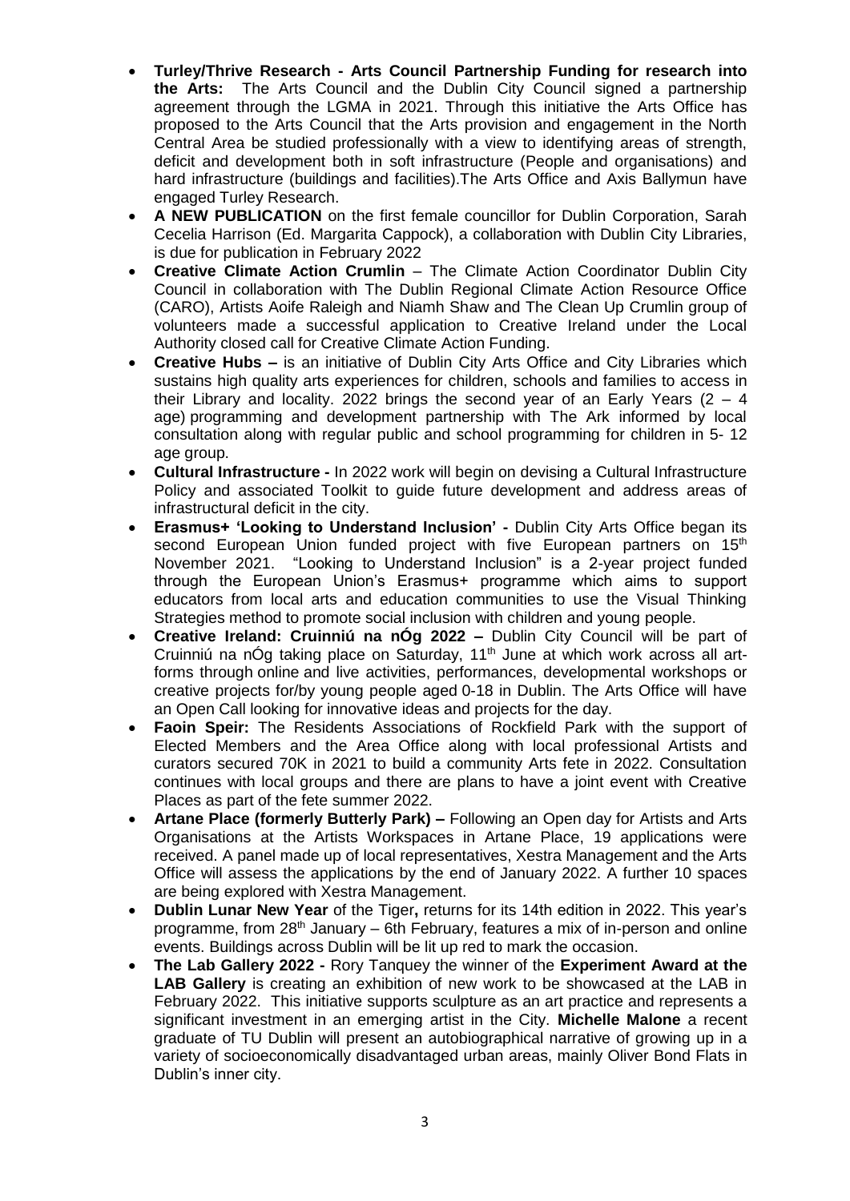- **Turley/Thrive Research - Arts Council Partnership Funding for research into the Arts:** The Arts Council and the Dublin City Council signed a partnership agreement through the LGMA in 2021. Through this initiative the Arts Office has proposed to the Arts Council that the Arts provision and engagement in the North Central Area be studied professionally with a view to identifying areas of strength, deficit and development both in soft infrastructure (People and organisations) and hard infrastructure (buildings and facilities).The Arts Office and Axis Ballymun have engaged Turley Research.
- **A NEW PUBLICATION** on the first female councillor for Dublin Corporation, Sarah Cecelia Harrison (Ed. Margarita Cappock), a collaboration with Dublin City Libraries, is due for publication in February 2022
- **Creative Climate Action Crumlin** – The Climate Action Coordinator Dublin City Council in collaboration with The Dublin Regional Climate Action Resource Office (CARO), Artists Aoife Raleigh and Niamh Shaw and The Clean Up Crumlin group of volunteers made a successful application to Creative Ireland under the Local Authority closed call for Creative Climate Action Funding.
- **Creative Hubs –** is an initiative of Dublin City Arts Office and City Libraries which sustains high quality arts experiences for children, schools and families to access in their Library and locality. 2022 brings the second year of an Early Years (2 – 4 age) programming and development partnership with The Ark informed by local consultation along with regular public and school programming for children in 5- 12 age group.
- **Cultural Infrastructure -** In 2022 work will begin on devising a Cultural Infrastructure Policy and associated Toolkit to guide future development and address areas of infrastructural deficit in the city.
- **Erasmus+ 'Looking to Understand Inclusion' -** Dublin City Arts Office began its second European Union funded project with five European partners on 15th November 2021. "Looking to Understand Inclusion" is a 2-year project funded through the European Union's Erasmus+ programme which aims to support educators from local arts and education communities to use the Visual Thinking Strategies method to promote social inclusion with children and young people.
- **Creative Ireland: Cruinniú na nÓg 2022 –** Dublin City Council will be part of Cruinniú na nÓg taking place on Saturday, 11th June at which work across all art-forms through online and live activities, performances, developmental workshops or creative projects for/by young people aged 0-18 in Dublin. The Arts Office will have an Open Call looking for innovative ideas and projects for the day.
- **Faoin Speir:** The Residents Associations of Rockfield Park with the support of Elected Members and the Area Office along with local professional Artists and curators secured 70K in 2021 to build a community Arts fete in 2022. Consultation continues with local groups and there are plans to have a joint event with Creative Places as part of the fete summer 2022.
- **Artane Place (formerly Butterly Park) –** Following an Open day for Artists and Arts Organisations at the Artists Workspaces in Artane Place, 19 applications were received. A panel made up of local representatives, Xestra Management and the Arts Office will assess the applications by the end of January 2022. A further 10 spaces are being explored with Xestra Management.
- **Dublin Lunar New Year** of the Tiger**,** returns for its 14th edition in 2022. This year's programme, from 28th January – 6th February, features a mix of in-person and online events. Buildings across Dublin will be lit up red to mark the occasion.
- **The Lab Gallery 2022 -** Rory Tanquey the winner of the **Experiment Award at the LAB Gallery** is creating an exhibition of new work to be showcased at the LAB in February 2022. This initiative supports sculpture as an art practice and represents a significant investment in an emerging artist in the City. **Michelle Malone** a recent graduate of TU Dublin will present an autobiographical narrative of growing up in a variety of socioeconomically disadvantaged urban areas, mainly Oliver Bond Flats in Dublin's inner city.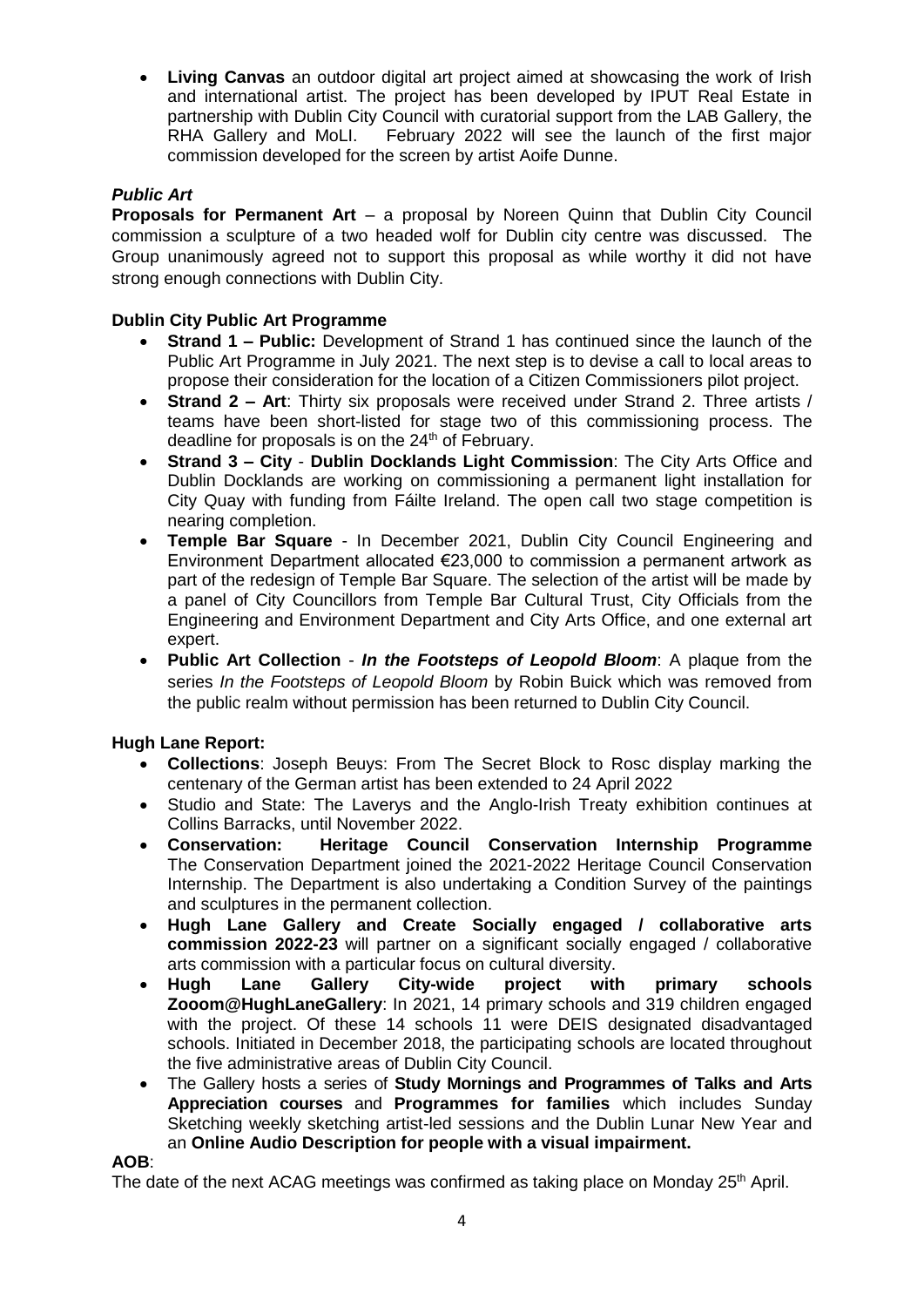- **Living Canvas** an outdoor digital art project aimed at showcasing the work of Irish and international artist. The project has been developed by IPUT Real Estate in partnership with Dublin City Council with curatorial support from the LAB Gallery, the RHA Gallery and MoLI. February 2022 will see the launch of the first major commission developed for the screen by artist Aoife Dunne.

### *Public Art*

**Proposals for Permanent Art** – a proposal by Noreen Quinn that Dublin City Council commission a sculpture of a two headed wolf for Dublin city centre was discussed. The Group unanimously agreed not to support this proposal as while worthy it did not have strong enough connections with Dublin City.

### Dublin City Public Art Programme

- **Strand 1 – Public:** Development of Strand 1 has continued since the launch of the Public Art Programme in July 2021. The next step is to devise a call to local areas to propose their consideration for the location of a Citizen Commissioners pilot project.
- **Strand 2 – Art**: Thirty six proposals were received under Strand 2. Three artists / teams have been short-listed for stage two of this commissioning process. The deadline for proposals is on the 24th of February.
- **Strand 3 – City** - **Dublin Docklands Light Commission**: The City Arts Office and Dublin Docklands are working on commissioning a permanent light installation for City Quay with funding from Fáilte Ireland. The open call two stage competition is nearing completion.
- **Temple Bar Square** - In December 2021, Dublin City Council Engineering and Environment Department allocated €23,000 to commission a permanent artwork as part of the redesign of Temple Bar Square. The selection of the artist will be made by a panel of City Councillors from Temple Bar Cultural Trust, City Officials from the Engineering and Environment Department and City Arts Office, and one external art expert.
- **Public Art Collection** - ***In the Footsteps of Leopold Bloom***: A plaque from the series *In the Footsteps of Leopold Bloom* by Robin Buick which was removed from the public realm without permission has been returned to Dublin City Council.

### Hugh Lane Report:

- **Collections**: Joseph Beuys: From The Secret Block to Rosc display marking the centenary of the German artist has been extended to 24 April 2022
- Studio and State: The Laverys and the Anglo-Irish Treaty exhibition continues at Collins Barracks, until November 2022.
- **Conservation: Heritage Council Conservation Internship Programme** The Conservation Department joined the 2021-2022 Heritage Council Conservation Internship. The Department is also undertaking a Condition Survey of the paintings and sculptures in the permanent collection.
- **Hugh Lane Gallery and Create Socially engaged / collaborative arts commission 2022-23** will partner on a significant socially engaged / collaborative arts commission with a particular focus on cultural diversity.
- **Hugh Lane Gallery City-wide project with primary schools Zooom@HughLaneGallery**: In 2021, 14 primary schools and 319 children engaged with the project. Of these 14 schools 11 were DEIS designated disadvantaged schools. Initiated in December 2018, the participating schools are located throughout the five administrative areas of Dublin City Council.
- The Gallery hosts a series of **Study Mornings and Programmes of Talks and Arts Appreciation courses** and **Programmes for families** which includes Sunday Sketching weekly sketching artist-led sessions and the Dublin Lunar New Year and an **Online Audio Description for people with a visual impairment.**

**AOB**:

The date of the next ACAG meetings was confirmed as taking place on Monday 25th April.